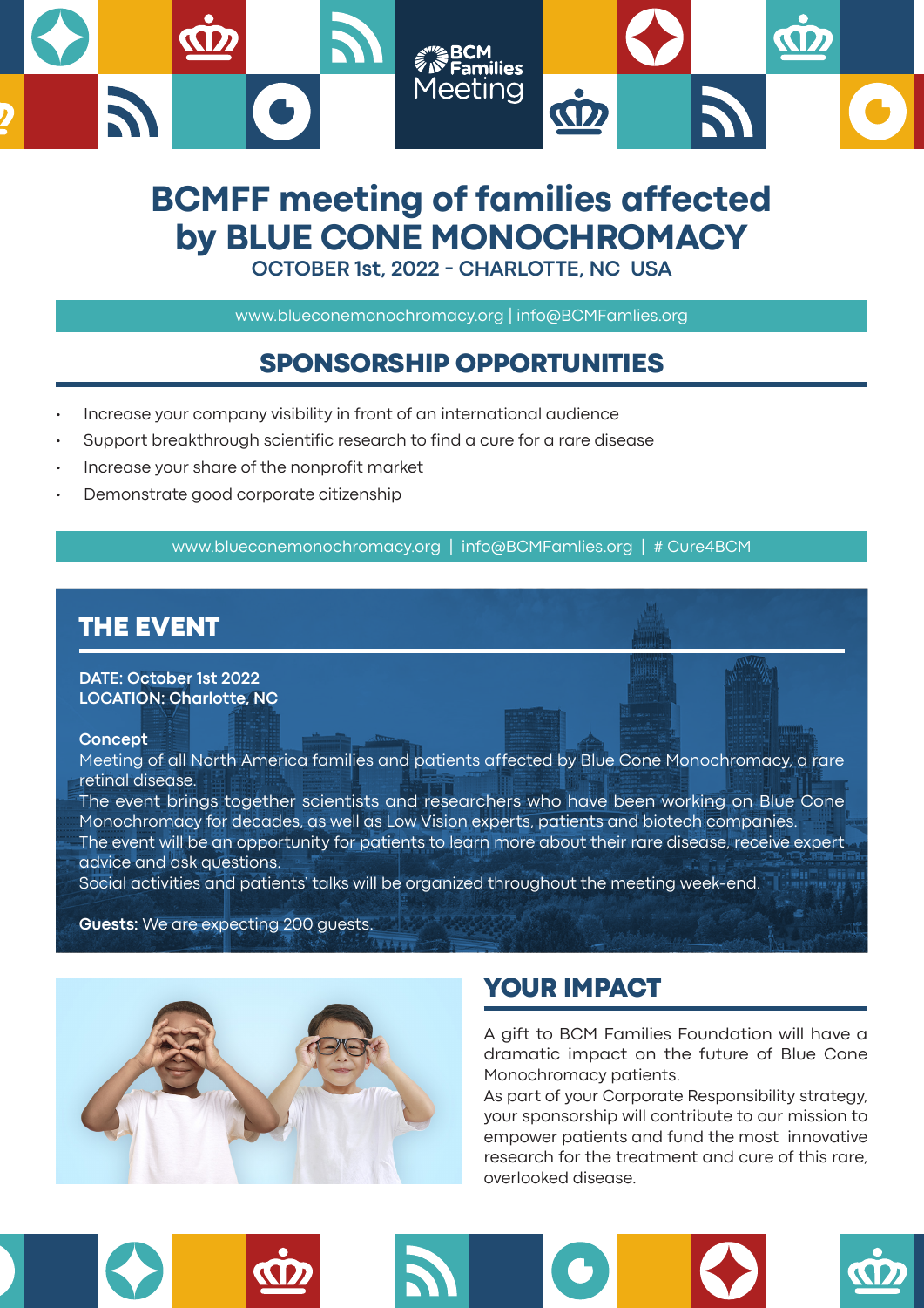BCM Families Meeting

# BCMFF meeting of families affected by BLUE CONE MONOCHROMACY

**OCTOBER 1st, 2022 - CHARLOTTE, NC USA**

www.blueconemonochromacy.org | info@BCMFamlies.org

## SPONSORSHIP OPPORTUNITIES

- Increase your company visibility in front of an international audience
- Support breakthrough scientific research to find a cure for a rare disease
- Increase your share of the nonprofit market
- Demonstrate good corporate citizenship

www.blueconemonochromacy.org | info@BCMFamlies.org | # Cure4BCM

## THE EVENT

**DATE: October 1st 2022**
**LOCATION: Charlotte, NC**

**Concept**
Meeting of all North America families and patients affected by Blue Cone Monochromacy, a rare retinal disease.
The event brings together scientists and researchers who have been working on Blue Cone Monochromacy for decades, as well as Low Vision experts, patients and biotech companies.
The event will be an opportunity for patients to learn more about their rare disease, receive expert advice and ask questions.
Social activities and patients' talks will be organized throughout the meeting week-end.

**Guests:** We are expecting 200 guests.

## YOUR IMPACT

A gift to BCM Families Foundation will have a dramatic impact on the future of Blue Cone Monochromacy patients.
As part of your Corporate Responsibility strategy, your sponsorship will contribute to our mission to empower patients and fund the most innovative research for the treatment and cure of this rare, overlooked disease.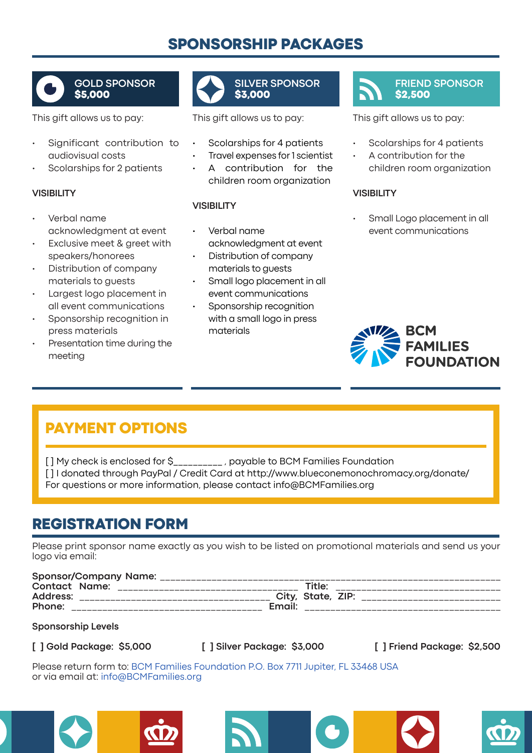# SPONSORSHIP PACKAGES

## GOLD SPONSOR $5,000

This gift allows us to pay:

- Significant contribution to audiovisual costs
- Scolarships for 2 patients

### VISIBILITY

- Verbal name acknowledgment at event
- Exclusive meet & greet with speakers/honorees
- Distribution of company materials to guests
- Largest logo placement in all event communications
- Sponsorship recognition in press materials
- Presentation time during the meeting

## SILVER SPONSOR $3,000

This gift allows us to pay:

- Scolarships for 4 patients
- Travel expenses for 1 scientist
- A contribution for the children room organization

### VISIBILITY

- Verbal name acknowledgment at event
- Distribution of company materials to guests
- Small logo placement in all event communications
- Sponsorship recognition with a small logo in press materials

## FRIEND SPONSOR $2,500

This gift allows us to pay:

- Scolarships for 4 patients
- A contribution for the children room organization

### VISIBILITY

- Small Logo placement in all event communications

BCM FAMILIES FOUNDATION

## PAYMENT OPTIONS

[ ] My check is enclosed for $_________ , payable to BCM Families Foundation
[ ] I donated through PayPal / Credit Card at http://www.blueconemonochromacy.org/donate/
For questions or more information, please contact info@BCMFamilies.org

## REGISTRATION FORM

Please print sponsor name exactly as you wish to be listed on promotional materials and send us your logo via email:

**Sponsor/Company Name:** ______________________________________________________________
**Contact Name:** ________________________________ **Title:** ____________________________
**Address:** __________________________________ **City, State, ZIP:** _________________________
**Phone:** __________________________________ **Email:** ____________________________________

**Sponsorship Levels**

**[ ] Gold Package: $5,000** **[ ] Silver Package: $3,000** **[ ] Friend Package: $2,500**

Please return form to: BCM Families Foundation P.O. Box 7711 Jupiter, FL 33468 USA
or via email at: info@BCMFamilies.org